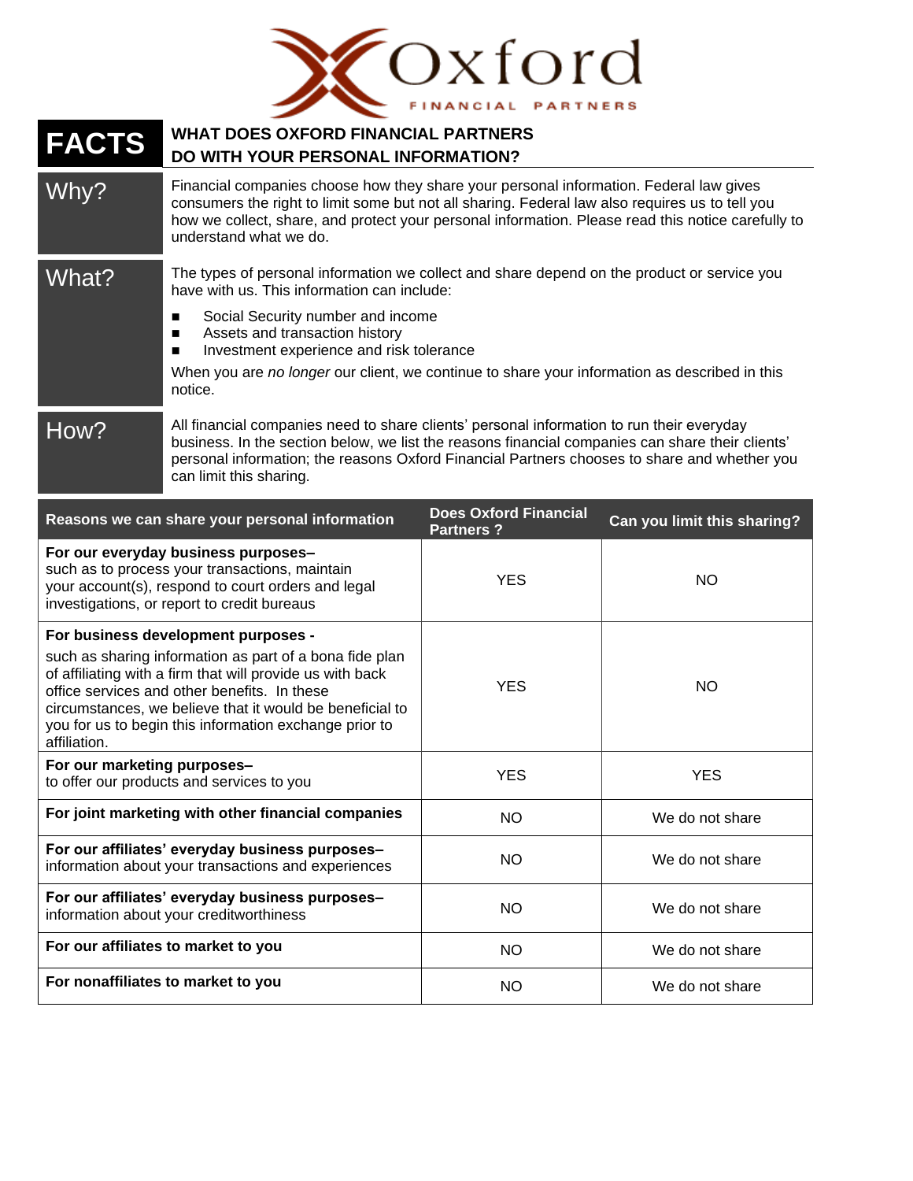# Oxford FINANCIAL PARTNERS

## FACTS — WHAT DOES OXFORD FINANCIAL PARTNERS DO WITH YOUR PERSONAL INFORMATION?

**Why?**

Financial companies choose how they share your personal information. Federal law gives consumers the right to limit some but not all sharing. Federal law also requires us to tell you how we collect, share, and protect your personal information. Please read this notice carefully to understand what we do.

**What?**

The types of personal information we collect and share depend on the product or service you have with us. This information can include:

- Social Security number and income
- Assets and transaction history
- Investment experience and risk tolerance

When you are *no longer* our client, we continue to share your information as described in this notice.

**How?**

All financial companies need to share clients' personal information to run their everyday business. In the section below, we list the reasons financial companies can share their clients' personal information; the reasons Oxford Financial Partners chooses to share and whether you can limit this sharing.

| Reasons we can share your personal information | Does Oxford Financial Partners ? | Can you limit this sharing? |
|---|---|---|
| **For our everyday business purposes–** such as to process your transactions, maintain your account(s), respond to court orders and legal investigations, or report to credit bureaus | YES | NO |
| **For business development purposes -** such as sharing information as part of a bona fide plan of affiliating with a firm that will provide us with back office services and other benefits. In these circumstances, we believe that it would be beneficial to you for us to begin this information exchange prior to affiliation. | YES | NO |
| **For our marketing purposes–** to offer our products and services to you | YES | YES |
| **For joint marketing with other financial companies** | NO | We do not share |
| **For our affiliates' everyday business purposes–** information about your transactions and experiences | NO | We do not share |
| **For our affiliates' everyday business purposes–** information about your creditworthiness | NO | We do not share |
| **For our affiliates to market to you** | NO | We do not share |
| **For nonaffiliates to market to you** | NO | We do not share |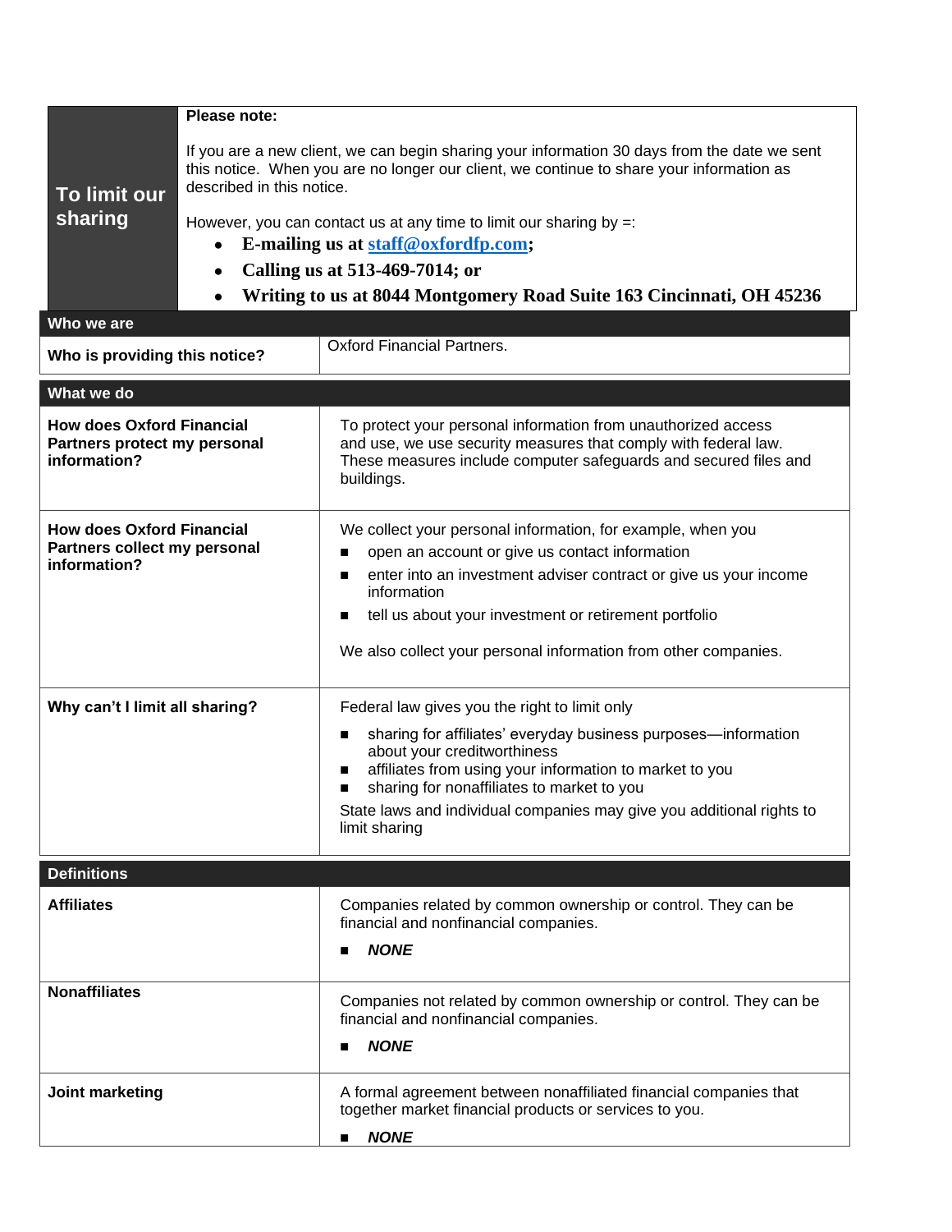| | |
|---|---|
| **To limit our sharing** | **Please note:**<br><br>If you are a new client, we can begin sharing your information 30 days from the date we sent this notice. When you are no longer our client, we continue to share your information as described in this notice.<br><br>However, you can contact us at any time to limit our sharing by =:<br>• **E-mailing us at staff@oxfordfp.com;**<br>• **Calling us at 513-469-7014; or**<br>• **Writing to us at 8044 Montgomery Road Suite 163 Cincinnati, OH 45236** |

| **Who we are** | |
|---|---|
| **Who is providing this notice?** | Oxford Financial Partners. |

| **What we do** | |
|---|---|
| **How does Oxford Financial Partners protect my personal information?** | To protect your personal information from unauthorized access and use, we use security measures that comply with federal law. These measures include computer safeguards and secured files and buildings. |
| **How does Oxford Financial Partners collect my personal information?** | We collect your personal information, for example, when you<br>▪ open an account or give us contact information<br>▪ enter into an investment adviser contract or give us your income information<br>▪ tell us about your investment or retirement portfolio<br><br>We also collect your personal information from other companies. |
| **Why can't I limit all sharing?** | Federal law gives you the right to limit only<br>▪ sharing for affiliates' everyday business purposes—information about your creditworthiness<br>▪ affiliates from using your information to market to you<br>▪ sharing for nonaffiliates to market to you<br>State laws and individual companies may give you additional rights to limit sharing |

| **Definitions** | |
|---|---|
| **Affiliates** | Companies related by common ownership or control. They can be financial and nonfinancial companies.<br>▪ ***NONE*** |
| **Nonaffiliates** | Companies not related by common ownership or control. They can be financial and nonfinancial companies.<br>▪ ***NONE*** |
| **Joint marketing** | A formal agreement between nonaffiliated financial companies that together market financial products or services to you.<br>▪ ***NONE*** |